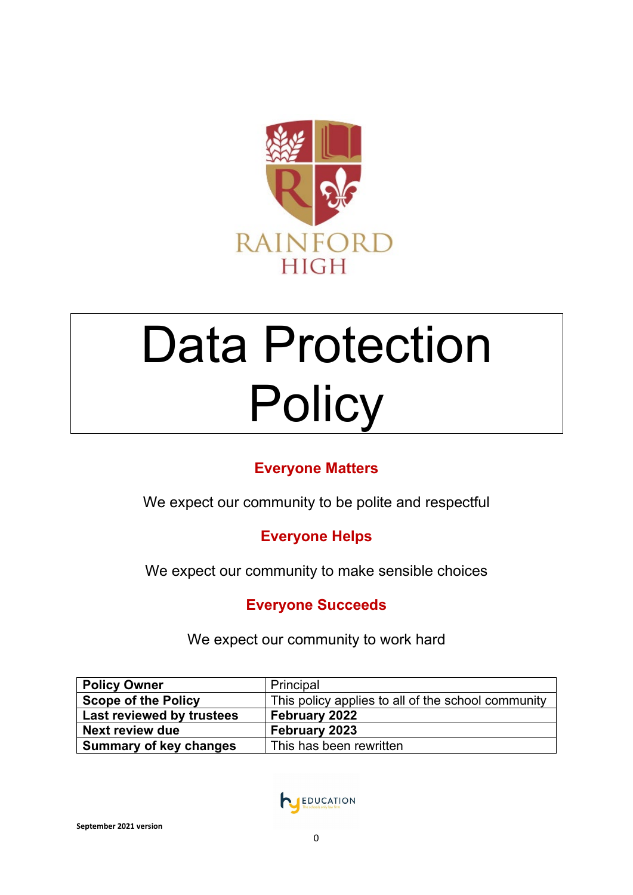RAINFORD HIGH

# Data Protection Policy

**Everyone Matters**

We expect our community to be polite and respectful

**Everyone Helps**

We expect our community to make sensible choices

**Everyone Succeeds**

We expect our community to work hard

| | |
|---|---|
| **Policy Owner** | Principal |
| **Scope of the Policy** | This policy applies to all of the school community |
| **Last reviewed by trustees** | **February 2022** |
| **Next review due** | **February 2023** |
| **Summary of key changes** | This has been rewritten |

EDUCATION

**September 2021 version**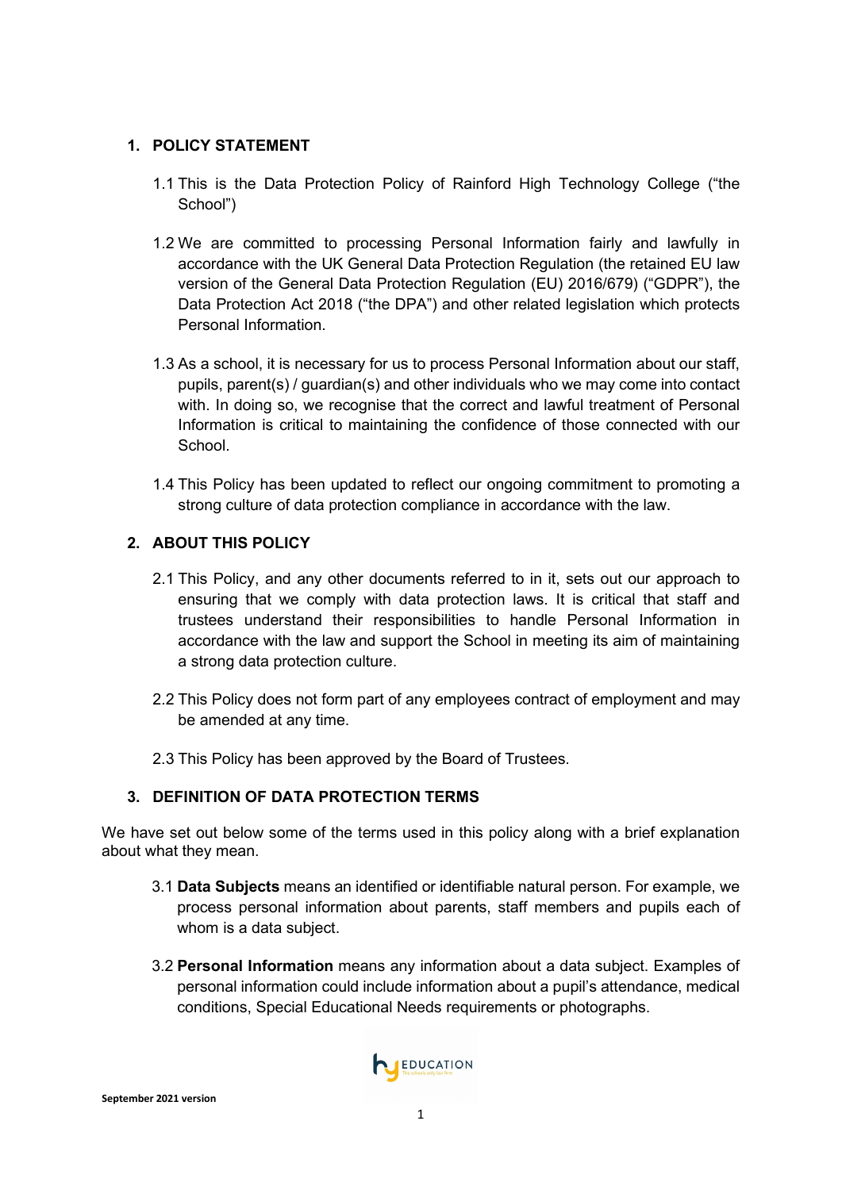## 1. POLICY STATEMENT

1.1 This is the Data Protection Policy of Rainford High Technology College ("the School")

1.2 We are committed to processing Personal Information fairly and lawfully in accordance with the UK General Data Protection Regulation (the retained EU law version of the General Data Protection Regulation (EU) 2016/679) ("GDPR"), the Data Protection Act 2018 ("the DPA") and other related legislation which protects Personal Information.

1.3 As a school, it is necessary for us to process Personal Information about our staff, pupils, parent(s) / guardian(s) and other individuals who we may come into contact with. In doing so, we recognise that the correct and lawful treatment of Personal Information is critical to maintaining the confidence of those connected with our School.

1.4 This Policy has been updated to reflect our ongoing commitment to promoting a strong culture of data protection compliance in accordance with the law.

## 2. ABOUT THIS POLICY

2.1 This Policy, and any other documents referred to in it, sets out our approach to ensuring that we comply with data protection laws. It is critical that staff and trustees understand their responsibilities to handle Personal Information in accordance with the law and support the School in meeting its aim of maintaining a strong data protection culture.

2.2 This Policy does not form part of any employees contract of employment and may be amended at any time.

2.3 This Policy has been approved by the Board of Trustees.

## 3. DEFINITION OF DATA PROTECTION TERMS

We have set out below some of the terms used in this policy along with a brief explanation about what they mean.

3.1 **Data Subjects** means an identified or identifiable natural person. For example, we process personal information about parents, staff members and pupils each of whom is a data subject.

3.2 **Personal Information** means any information about a data subject. Examples of personal information could include information about a pupil's attendance, medical conditions, Special Educational Needs requirements or photographs.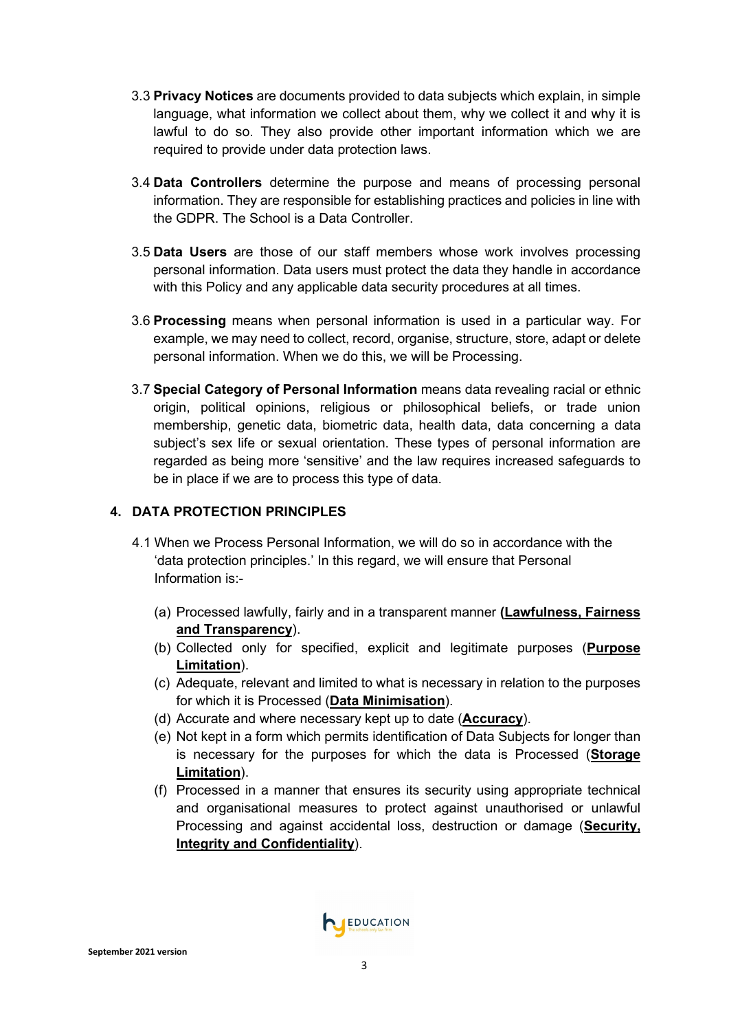3.3 **Privacy Notices** are documents provided to data subjects which explain, in simple language, what information we collect about them, why we collect it and why it is lawful to do so. They also provide other important information which we are required to provide under data protection laws.

3.4 **Data Controllers** determine the purpose and means of processing personal information. They are responsible for establishing practices and policies in line with the GDPR. The School is a Data Controller.

3.5 **Data Users** are those of our staff members whose work involves processing personal information. Data users must protect the data they handle in accordance with this Policy and any applicable data security procedures at all times.

3.6 **Processing** means when personal information is used in a particular way. For example, we may need to collect, record, organise, structure, store, adapt or delete personal information. When we do this, we will be Processing.

3.7 **Special Category of Personal Information** means data revealing racial or ethnic origin, political opinions, religious or philosophical beliefs, or trade union membership, genetic data, biometric data, health data, data concerning a data subject's sex life or sexual orientation. These types of personal information are regarded as being more 'sensitive' and the law requires increased safeguards to be in place if we are to process this type of data.

## 4. DATA PROTECTION PRINCIPLES

4.1 When we Process Personal Information, we will do so in accordance with the 'data protection principles.' In this regard, we will ensure that Personal Information is:-

(a) Processed lawfully, fairly and in a transparent manner **(Lawfulness, Fairness and Transparency)**.
(b) Collected only for specified, explicit and legitimate purposes (**Purpose Limitation**).
(c) Adequate, relevant and limited to what is necessary in relation to the purposes for which it is Processed (**Data Minimisation**).
(d) Accurate and where necessary kept up to date (**Accuracy**).
(e) Not kept in a form which permits identification of Data Subjects for longer than is necessary for the purposes for which the data is Processed (**Storage Limitation**).
(f) Processed in a manner that ensures its security using appropriate technical and organisational measures to protect against unauthorised or unlawful Processing and against accidental loss, destruction or damage (**Security, Integrity and Confidentiality**).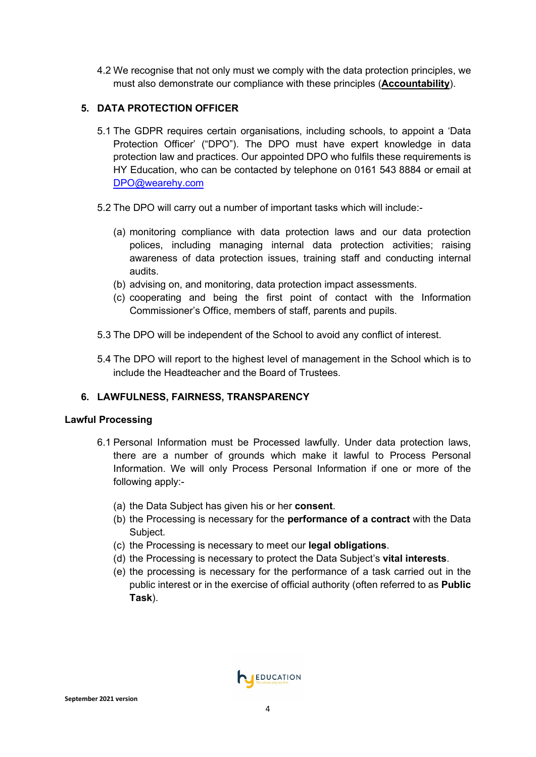4.2 We recognise that not only must we comply with the data protection principles, we must also demonstrate our compliance with these principles (**Accountability**).

## 5. DATA PROTECTION OFFICER

5.1 The GDPR requires certain organisations, including schools, to appoint a 'Data Protection Officer' ("DPO"). The DPO must have expert knowledge in data protection law and practices. Our appointed DPO who fulfils these requirements is HY Education, who can be contacted by telephone on 0161 543 8884 or email at DPO@wearehy.com

5.2 The DPO will carry out a number of important tasks which will include:-

(a) monitoring compliance with data protection laws and our data protection polices, including managing internal data protection activities; raising awareness of data protection issues, training staff and conducting internal audits.
(b) advising on, and monitoring, data protection impact assessments.
(c) cooperating and being the first point of contact with the Information Commissioner's Office, members of staff, parents and pupils.

5.3 The DPO will be independent of the School to avoid any conflict of interest.

5.4 The DPO will report to the highest level of management in the School which is to include the Headteacher and the Board of Trustees.

## 6. LAWFULNESS, FAIRNESS, TRANSPARENCY

### Lawful Processing

6.1 Personal Information must be Processed lawfully. Under data protection laws, there are a number of grounds which make it lawful to Process Personal Information. We will only Process Personal Information if one or more of the following apply:-

(a) the Data Subject has given his or her **consent**.
(b) the Processing is necessary for the **performance of a contract** with the Data Subject.
(c) the Processing is necessary to meet our **legal obligations**.
(d) the Processing is necessary to protect the Data Subject's **vital interests**.
(e) the processing is necessary for the performance of a task carried out in the public interest or in the exercise of official authority (often referred to as **Public Task**).

September 2021 version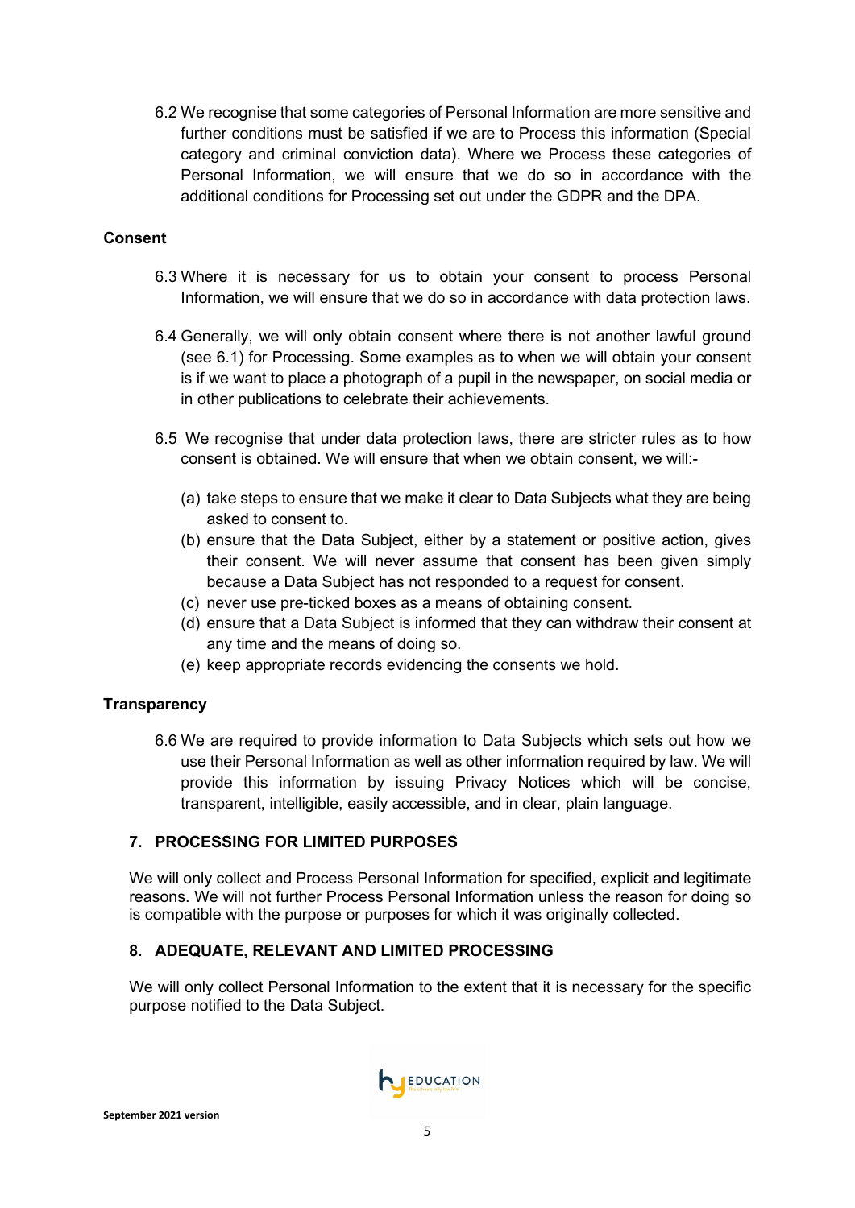6.2 We recognise that some categories of Personal Information are more sensitive and further conditions must be satisfied if we are to Process this information (Special category and criminal conviction data). Where we Process these categories of Personal Information, we will ensure that we do so in accordance with the additional conditions for Processing set out under the GDPR and the DPA.

**Consent**

6.3 Where it is necessary for us to obtain your consent to process Personal Information, we will ensure that we do so in accordance with data protection laws.

6.4 Generally, we will only obtain consent where there is not another lawful ground (see 6.1) for Processing. Some examples as to when we will obtain your consent is if we want to place a photograph of a pupil in the newspaper, on social media or in other publications to celebrate their achievements.

6.5 We recognise that under data protection laws, there are stricter rules as to how consent is obtained. We will ensure that when we obtain consent, we will:-

(a) take steps to ensure that we make it clear to Data Subjects what they are being asked to consent to.
(b) ensure that the Data Subject, either by a statement or positive action, gives their consent. We will never assume that consent has been given simply because a Data Subject has not responded to a request for consent.
(c) never use pre-ticked boxes as a means of obtaining consent.
(d) ensure that a Data Subject is informed that they can withdraw their consent at any time and the means of doing so.
(e) keep appropriate records evidencing the consents we hold.

**Transparency**

6.6 We are required to provide information to Data Subjects which sets out how we use their Personal Information as well as other information required by law. We will provide this information by issuing Privacy Notices which will be concise, transparent, intelligible, easily accessible, and in clear, plain language.

## 7. PROCESSING FOR LIMITED PURPOSES

We will only collect and Process Personal Information for specified, explicit and legitimate reasons. We will not further Process Personal Information unless the reason for doing so is compatible with the purpose or purposes for which it was originally collected.

## 8. ADEQUATE, RELEVANT AND LIMITED PROCESSING

We will only collect Personal Information to the extent that it is necessary for the specific purpose notified to the Data Subject.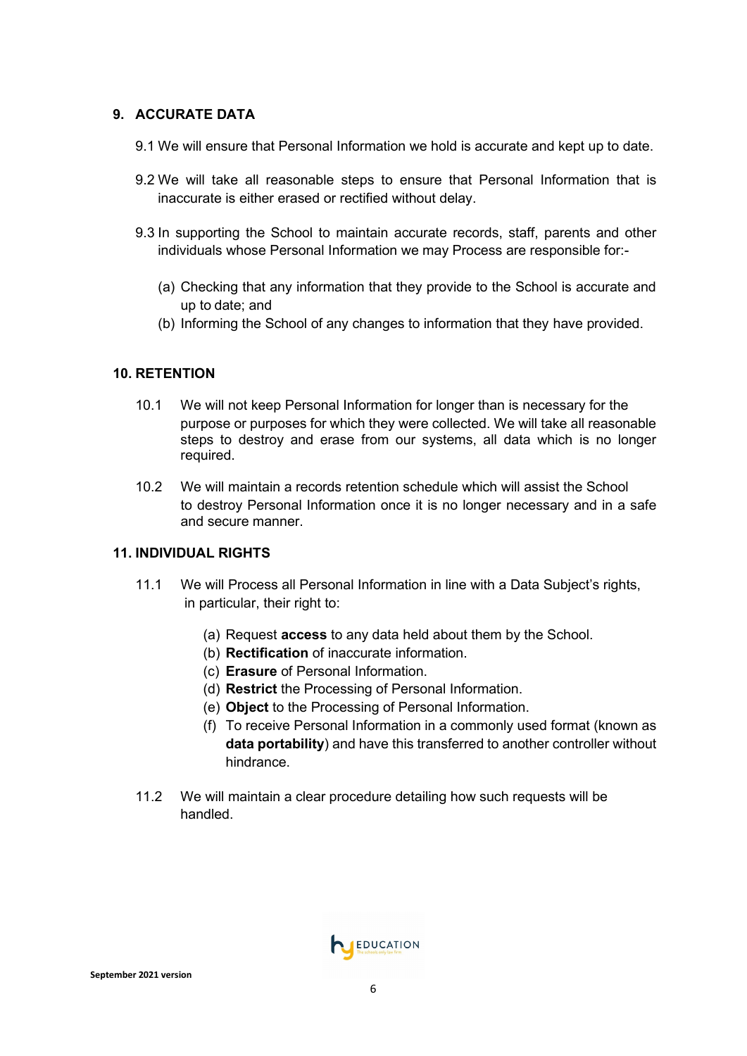## 9. ACCURATE DATA

9.1 We will ensure that Personal Information we hold is accurate and kept up to date.

9.2 We will take all reasonable steps to ensure that Personal Information that is inaccurate is either erased or rectified without delay.

9.3 In supporting the School to maintain accurate records, staff, parents and other individuals whose Personal Information we may Process are responsible for:-

(a) Checking that any information that they provide to the School is accurate and up to date; and
(b) Informing the School of any changes to information that they have provided.

## 10. RETENTION

10.1 We will not keep Personal Information for longer than is necessary for the purpose or purposes for which they were collected. We will take all reasonable steps to destroy and erase from our systems, all data which is no longer required.

10.2 We will maintain a records retention schedule which will assist the School to destroy Personal Information once it is no longer necessary and in a safe and secure manner.

## 11. INDIVIDUAL RIGHTS

11.1 We will Process all Personal Information in line with a Data Subject's rights, in particular, their right to:

(a) Request **access** to any data held about them by the School.
(b) **Rectification** of inaccurate information.
(c) **Erasure** of Personal Information.
(d) **Restrict** the Processing of Personal Information.
(e) **Object** to the Processing of Personal Information.
(f) To receive Personal Information in a commonly used format (known as **data portability**) and have this transferred to another controller without hindrance.

11.2 We will maintain a clear procedure detailing how such requests will be handled.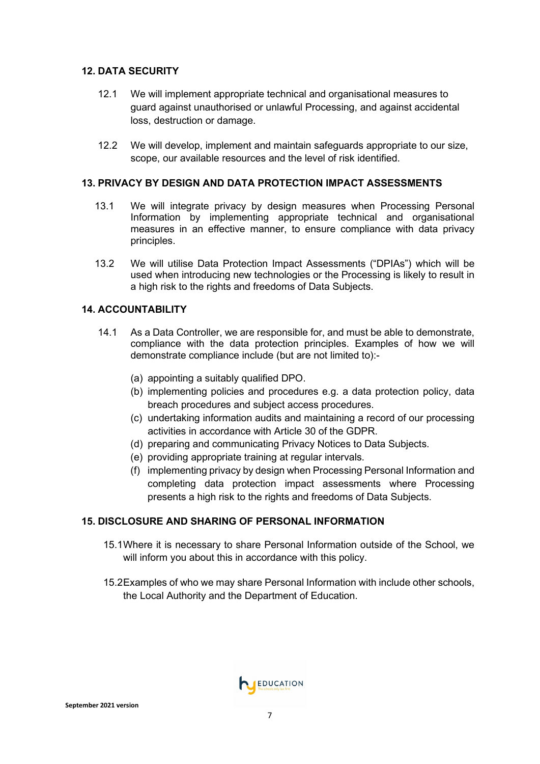## 12. DATA SECURITY

12.1 We will implement appropriate technical and organisational measures to guard against unauthorised or unlawful Processing, and against accidental loss, destruction or damage.

12.2 We will develop, implement and maintain safeguards appropriate to our size, scope, our available resources and the level of risk identified.

## 13. PRIVACY BY DESIGN AND DATA PROTECTION IMPACT ASSESSMENTS

13.1 We will integrate privacy by design measures when Processing Personal Information by implementing appropriate technical and organisational measures in an effective manner, to ensure compliance with data privacy principles.

13.2 We will utilise Data Protection Impact Assessments ("DPIAs") which will be used when introducing new technologies or the Processing is likely to result in a high risk to the rights and freedoms of Data Subjects.

## 14. ACCOUNTABILITY

14.1 As a Data Controller, we are responsible for, and must be able to demonstrate, compliance with the data protection principles. Examples of how we will demonstrate compliance include (but are not limited to):-

(a) appointing a suitably qualified DPO.
(b) implementing policies and procedures e.g. a data protection policy, data breach procedures and subject access procedures.
(c) undertaking information audits and maintaining a record of our processing activities in accordance with Article 30 of the GDPR.
(d) preparing and communicating Privacy Notices to Data Subjects.
(e) providing appropriate training at regular intervals.
(f) implementing privacy by design when Processing Personal Information and completing data protection impact assessments where Processing presents a high risk to the rights and freedoms of Data Subjects.

## 15. DISCLOSURE AND SHARING OF PERSONAL INFORMATION

15.1 Where it is necessary to share Personal Information outside of the School, we will inform you about this in accordance with this policy.

15.2 Examples of who we may share Personal Information with include other schools, the Local Authority and the Department of Education.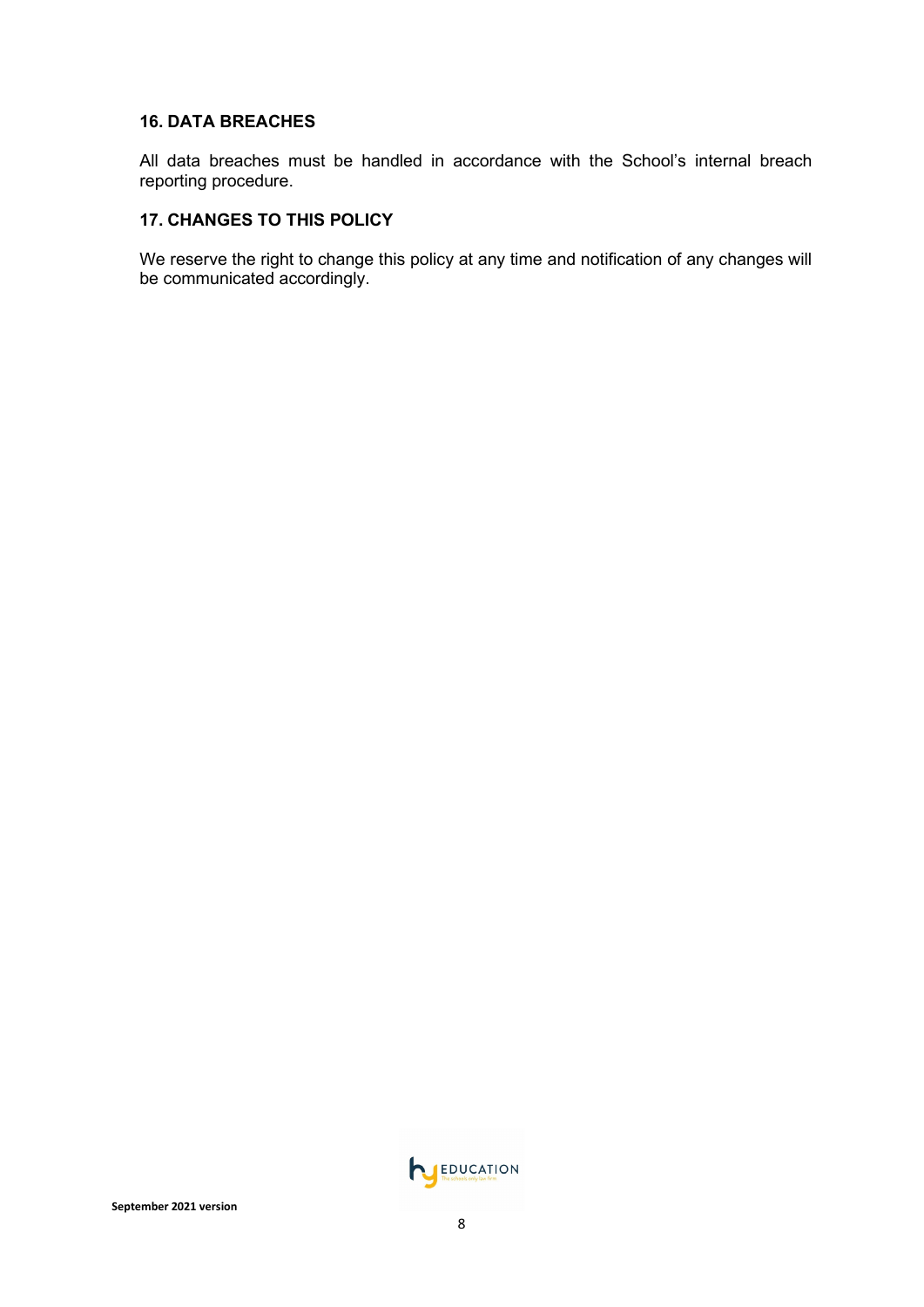## 16. DATA BREACHES

All data breaches must be handled in accordance with the School's internal breach reporting procedure.

## 17. CHANGES TO THIS POLICY

We reserve the right to change this policy at any time and notification of any changes will be communicated accordingly.